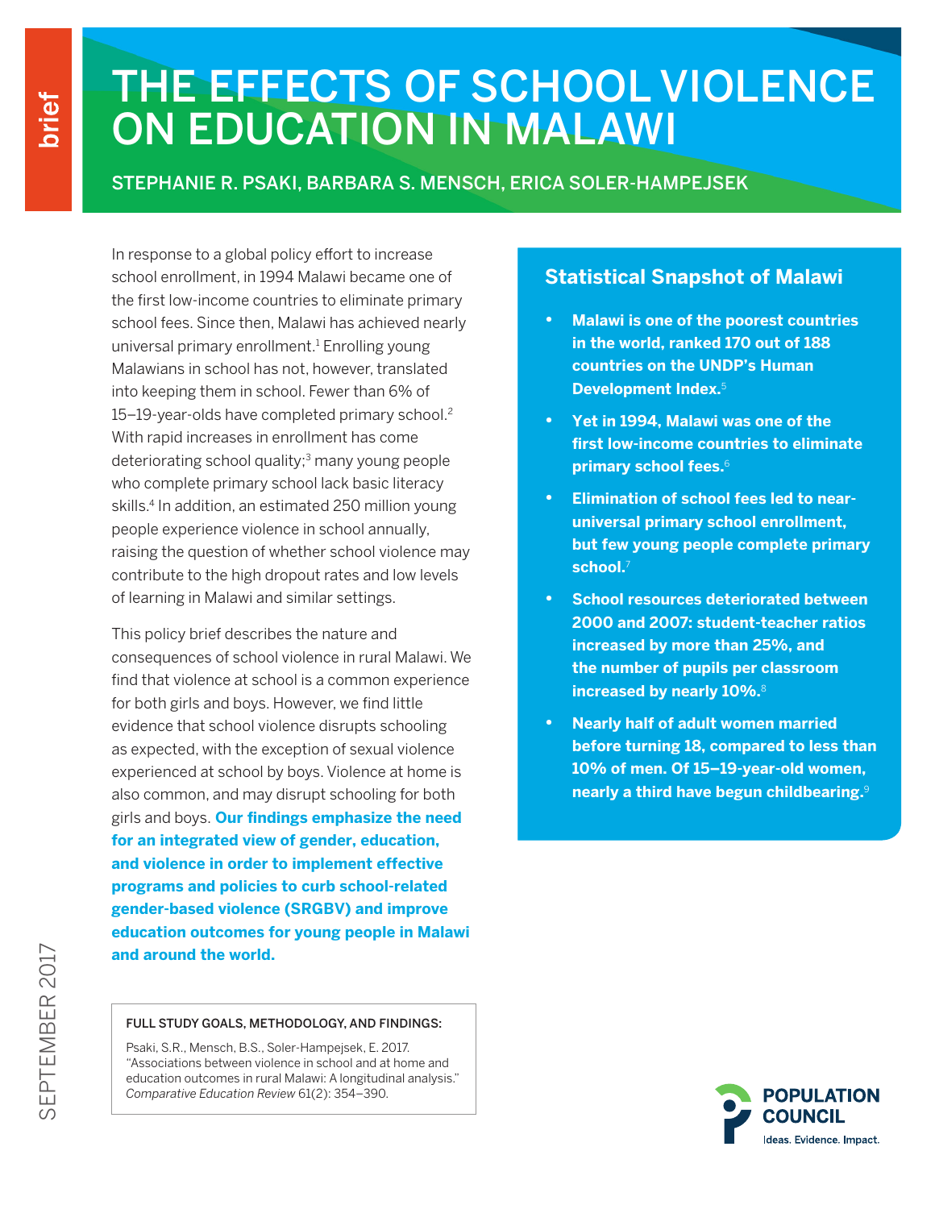brief

# THE EFFECTS OF SCHOOL VIOLENCE ON EDUCATION IN MALAWI

STEPHANIE R. PSAKI, BARBARA S. MENSCH, ERICA SOLER-HAMPEJSEK

In response to a global policy effort to increase school enrollment, in 1994 Malawi became one of the first low-income countries to eliminate primary school fees. Since then, Malawi has achieved nearly universal primary enrollment.[1] Enrolling young Malawians in school has not, however, translated into keeping them in school. Fewer than 6% of 15–19-year-olds have completed primary school.[2] With rapid increases in enrollment has come deteriorating school quality;[3] many young people who complete primary school lack basic literacy skills.[4] In addition, an estimated 250 million young people experience violence in school annually, raising the question of whether school violence may contribute to the high dropout rates and low levels of learning in Malawi and similar settings.

This policy brief describes the nature and consequences of school violence in rural Malawi. We find that violence at school is a common experience for both girls and boys. However, we find little evidence that school violence disrupts schooling as expected, with the exception of sexual violence experienced at school by boys. Violence at home is also common, and may disrupt schooling for both girls and boys. **Our findings emphasize the need for an integrated view of gender, education, and violence in order to implement effective programs and policies to curb school-related gender-based violence (SRGBV) and improve education outcomes for young people in Malawi and around the world.**

FULL STUDY GOALS, METHODOLOGY, AND FINDINGS:

Psaki, S.R., Mensch, B.S., Soler-Hampejsek, E. 2017. "Associations between violence in school and at home and education outcomes in rural Malawi: A longitudinal analysis." *Comparative Education Review* 61(2): 354–390.

## Statistical Snapshot of Malawi

- **Malawi is one of the poorest countries in the world, ranked 170 out of 188 countries on the UNDP's Human Development Index.**[5]
- **Yet in 1994, Malawi was one of the first low-income countries to eliminate primary school fees.**[6]
- **Elimination of school fees led to near-universal primary school enrollment, but few young people complete primary school.**[7]
- **School resources deteriorated between 2000 and 2007: student-teacher ratios increased by more than 25%, and the number of pupils per classroom increased by nearly 10%.**[8]
- **Nearly half of adult women married before turning 18, compared to less than 10% of men. Of 15–19-year-old women, nearly a third have begun childbearing.**[9]

SEPTEMBER 2017

POPULATION COUNCIL
Ideas. Evidence. Impact.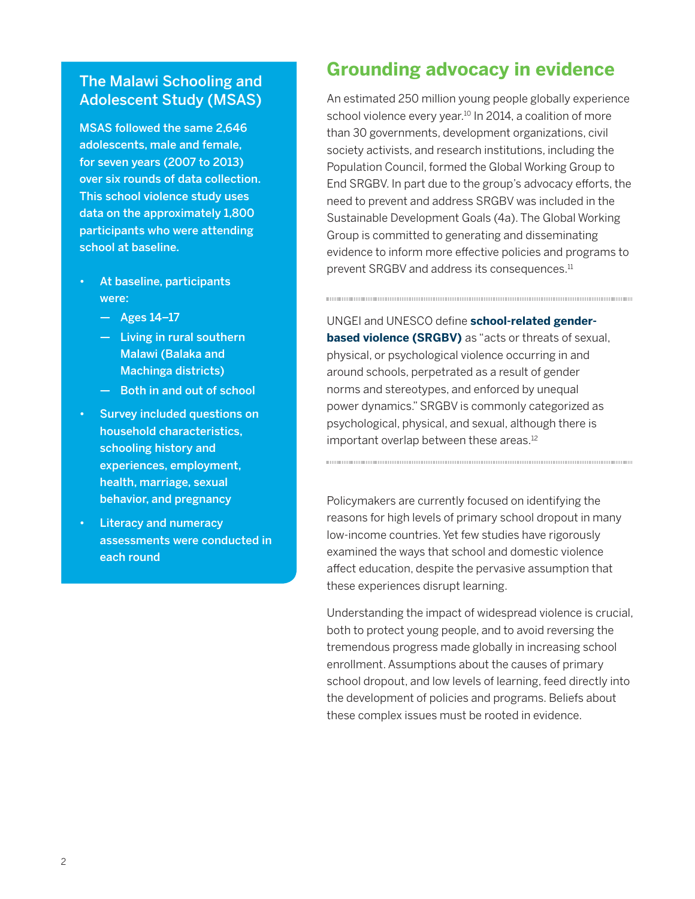## The Malawi Schooling and Adolescent Study (MSAS)

**MSAS followed the same 2,646 adolescents, male and female, for seven years (2007 to 2013) over six rounds of data collection. This school violence study uses data on the approximately 1,800 participants who were attending school at baseline.**

- **At baseline, participants were:**
  - **Ages 14–17**
  - **Living in rural southern Malawi (Balaka and Machinga districts)**
  - **Both in and out of school**
- **Survey included questions on household characteristics, schooling history and experiences, employment, health, marriage, sexual behavior, and pregnancy**
- **Literacy and numeracy assessments were conducted in each round**

## Grounding advocacy in evidence

An estimated 250 million young people globally experience school violence every year.[10] In 2014, a coalition of more than 30 governments, development organizations, civil society activists, and research institutions, including the Population Council, formed the Global Working Group to End SRGBV. In part due to the group's advocacy efforts, the need to prevent and address SRGBV was included in the Sustainable Development Goals (4a). The Global Working Group is committed to generating and disseminating evidence to inform more effective policies and programs to prevent SRGBV and address its consequences.[11]

UNGEI and UNESCO define **school-related gender-based violence (SRGBV)** as "acts or threats of sexual, physical, or psychological violence occurring in and around schools, perpetrated as a result of gender norms and stereotypes, and enforced by unequal power dynamics." SRGBV is commonly categorized as psychological, physical, and sexual, although there is important overlap between these areas.[12]

Policymakers are currently focused on identifying the reasons for high levels of primary school dropout in many low-income countries. Yet few studies have rigorously examined the ways that school and domestic violence affect education, despite the pervasive assumption that these experiences disrupt learning.

Understanding the impact of widespread violence is crucial, both to protect young people, and to avoid reversing the tremendous progress made globally in increasing school enrollment. Assumptions about the causes of primary school dropout, and low levels of learning, feed directly into the development of policies and programs. Beliefs about these complex issues must be rooted in evidence.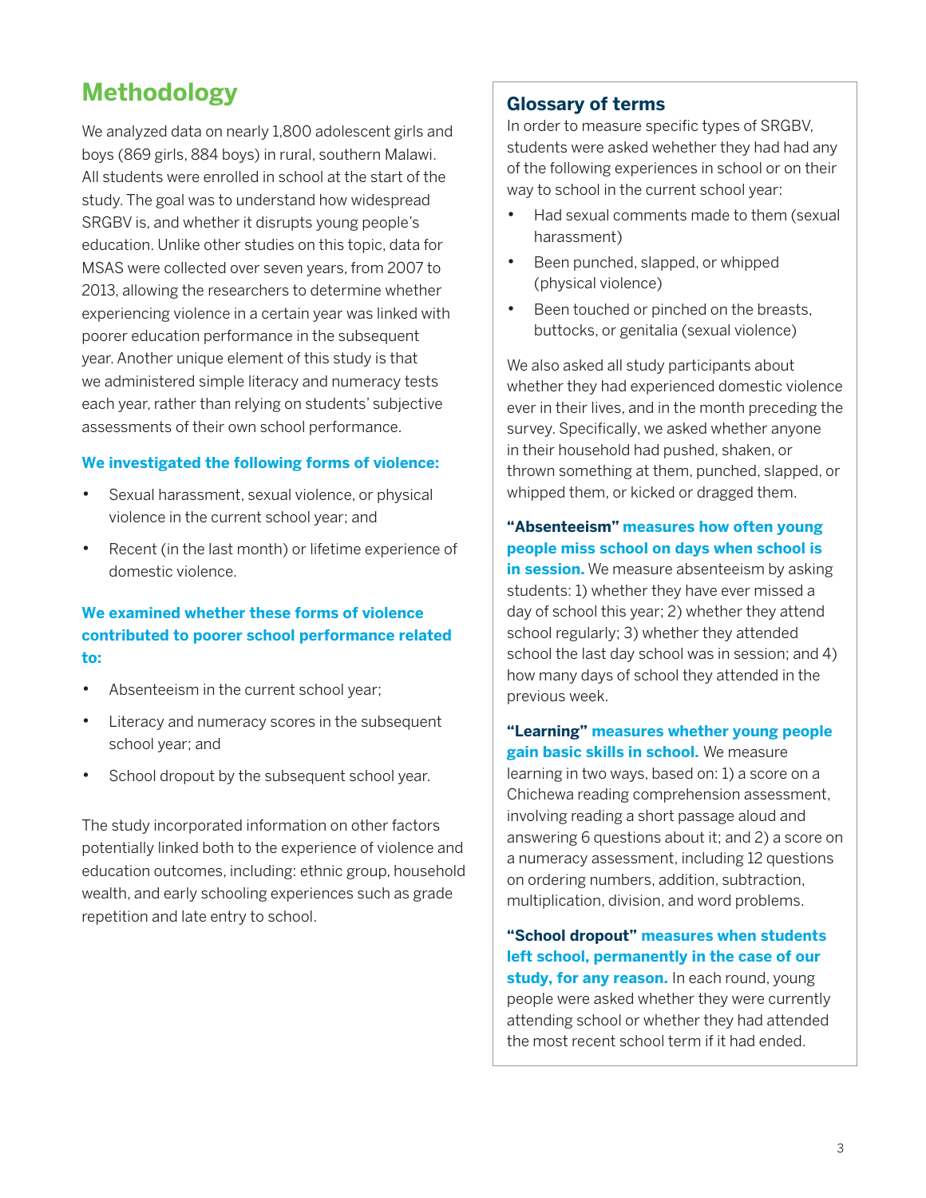## Methodology

We analyzed data on nearly 1,800 adolescent girls and boys (869 girls, 884 boys) in rural, southern Malawi. All students were enrolled in school at the start of the study. The goal was to understand how widespread SRGBV is, and whether it disrupts young people's education. Unlike other studies on this topic, data for MSAS were collected over seven years, from 2007 to 2013, allowing the researchers to determine whether experiencing violence in a certain year was linked with poorer education performance in the subsequent year. Another unique element of this study is that we administered simple literacy and numeracy tests each year, rather than relying on students' subjective assessments of their own school performance.

**We investigated the following forms of violence:**

- Sexual harassment, sexual violence, or physical violence in the current school year; and
- Recent (in the last month) or lifetime experience of domestic violence.

**We examined whether these forms of violence contributed to poorer school performance related to:**

- Absenteeism in the current school year;
- Literacy and numeracy scores in the subsequent school year; and
- School dropout by the subsequent school year.

The study incorporated information on other factors potentially linked both to the experience of violence and education outcomes, including: ethnic group, household wealth, and early schooling experiences such as grade repetition and late entry to school.

### Glossary of terms

In order to measure specific types of SRGBV, students were asked wehether they had had any of the following experiences in school or on their way to school in the current school year:

- Had sexual comments made to them (sexual harassment)
- Been punched, slapped, or whipped (physical violence)
- Been touched or pinched on the breasts, buttocks, or genitalia (sexual violence)

We also asked all study participants about whether they had experienced domestic violence ever in their lives, and in the month preceding the survey. Specifically, we asked whether anyone in their household had pushed, shaken, or thrown something at them, punched, slapped, or whipped them, or kicked or dragged them.

**"Absenteeism" measures how often young people miss school on days when school is in session.** We measure absenteeism by asking students: 1) whether they have ever missed a day of school this year; 2) whether they attend school regularly; 3) whether they attended school the last day school was in session; and 4) how many days of school they attended in the previous week.

**"Learning" measures whether young people gain basic skills in school.** We measure learning in two ways, based on: 1) a score on a Chichewa reading comprehension assessment, involving reading a short passage aloud and answering 6 questions about it; and 2) a score on a numeracy assessment, including 12 questions on ordering numbers, addition, subtraction, multiplication, division, and word problems.

**"School dropout" measures when students left school, permanently in the case of our study, for any reason.** In each round, young people were asked whether they were currently attending school or whether they had attended the most recent school term if it had ended.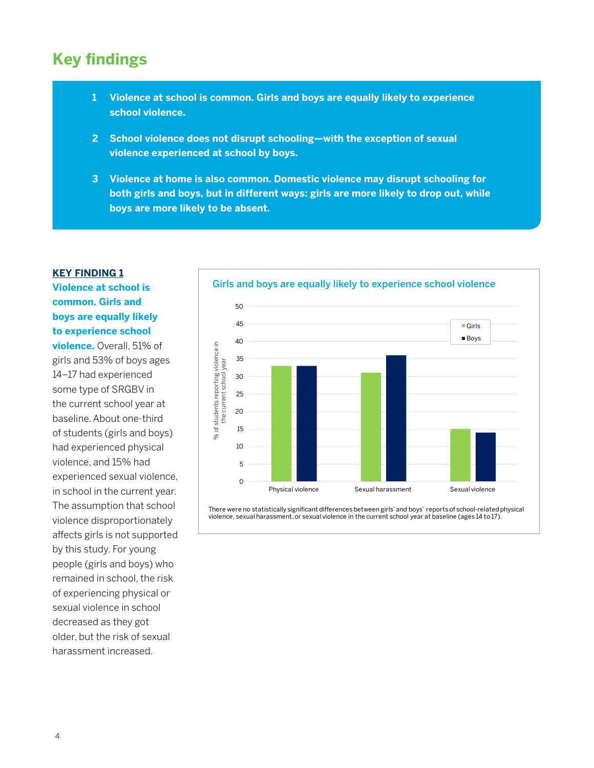## Key findings

1. **Violence at school is common. Girls and boys are equally likely to experience school violence.**
2. **School violence does not disrupt schooling—with the exception of sexual violence experienced at school by boys.**
3. **Violence at home is also common. Domestic violence may disrupt schooling for both girls and boys, but in different ways: girls are more likely to drop out, while boys are more likely to be absent.**

### KEY FINDING 1

**Violence at school is common. Girls and boys are equally likely to experience school violence.** Overall, 51% of girls and 53% of boys ages 14–17 had experienced some type of SRGBV in the current school year at baseline. About one-third of students (girls and boys) had experienced physical violence, and 15% had experienced sexual violence, in school in the current year. The assumption that school violence disproportionately affects girls is not supported by this study. For young people (girls and boys) who remained in school, the risk of experiencing physical or sexual violence in school decreased as they got older, but the risk of sexual harassment increased.

**Girls and boys are equally likely to experience school violence**

| % of students reporting violence in the current school year | Girls | Boys |
| --- | --- | --- |
| Physical violence | 33 | 33 |
| Sexual harassment | 31 | 36 |
| Sexual violence | 15 | 14 |

There were no statistically significant differences between girls' and boys' reports of school-related physical violence, sexual harassment, or sexual violence in the current school year at baseline (ages 14 to 17).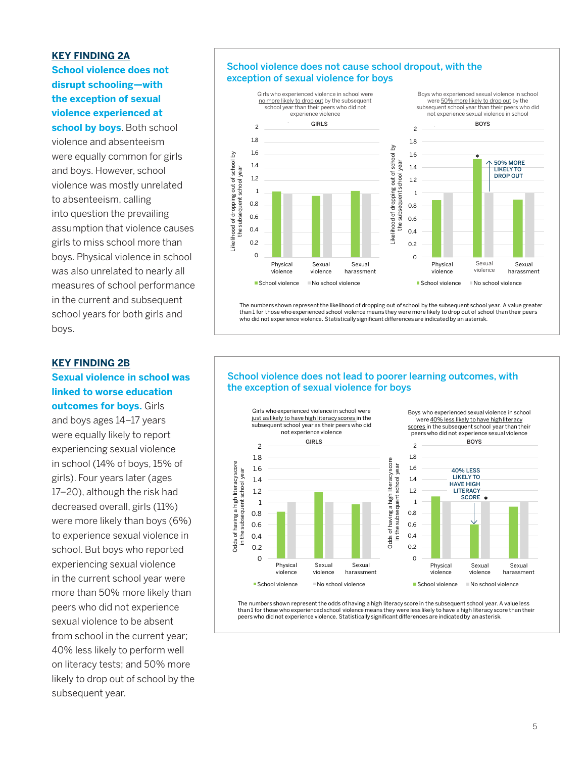## KEY FINDING 2A

**School violence does not disrupt schooling—with the exception of sexual violence experienced at school by boys.** Both school violence and absenteeism were equally common for girls and boys. However, school violence was mostly unrelated to absenteeism, calling into question the prevailing assumption that violence causes girls to miss school more than boys. Physical violence in school was also unrelated to nearly all measures of school performance in the current and subsequent school years for both girls and boys.

### School violence does not cause school dropout, with the exception of sexual violence for boys

Girls who experienced violence in school were no more likely to drop out by the subsequent school year than their peers who did not experience violence

Boys who experienced sexual violence in school were 50% more likely to drop out by the subsequent school year than their peers who did not experience sexual violence in school

50% MORE LIKELY TO DROP OUT

The numbers shown represent the likelihood of dropping out of school by the subsequent school year. A value greater than 1 for those who experienced school violence means they were more likely to drop out of school than their peers who did not experience violence. Statistically significant differences are indicated by an asterisk.

## KEY FINDING 2B

**Sexual violence in school was linked to worse education outcomes for boys.** Girls and boys ages 14–17 years were equally likely to report experiencing sexual violence in school (14% of boys, 15% of girls). Four years later (ages 17–20), although the risk had decreased overall, girls (11%) were more likely than boys (6%) to experience sexual violence in school. But boys who reported experiencing sexual violence in the current school year were more than 50% more likely than peers who did not experience sexual violence to be absent from school in the current year; 40% less likely to perform well on literacy tests; and 50% more likely to drop out of school by the subsequent year.

### School violence does not lead to poorer learning outcomes, with the exception of sexual violence for boys

Girls who experienced violence in school were just as likely to have high literacy scores in the subsequent school year as their peers who did not experience violence

Boys who experienced sexual violence in school were 40% less likely to have high literacy scores in the subsequent school year than their peers who did not experience sexual violence

40% LESS LIKELY TO HAVE HIGH LITERACY SCORE

The numbers shown represent the odds of having a high literacy score in the subsequent school year. A value less than 1 for those who experienced school violence means they were less likely to have a high literacy score than their peers who did not experience violence. Statistically significant differences are indicated by an asterisk.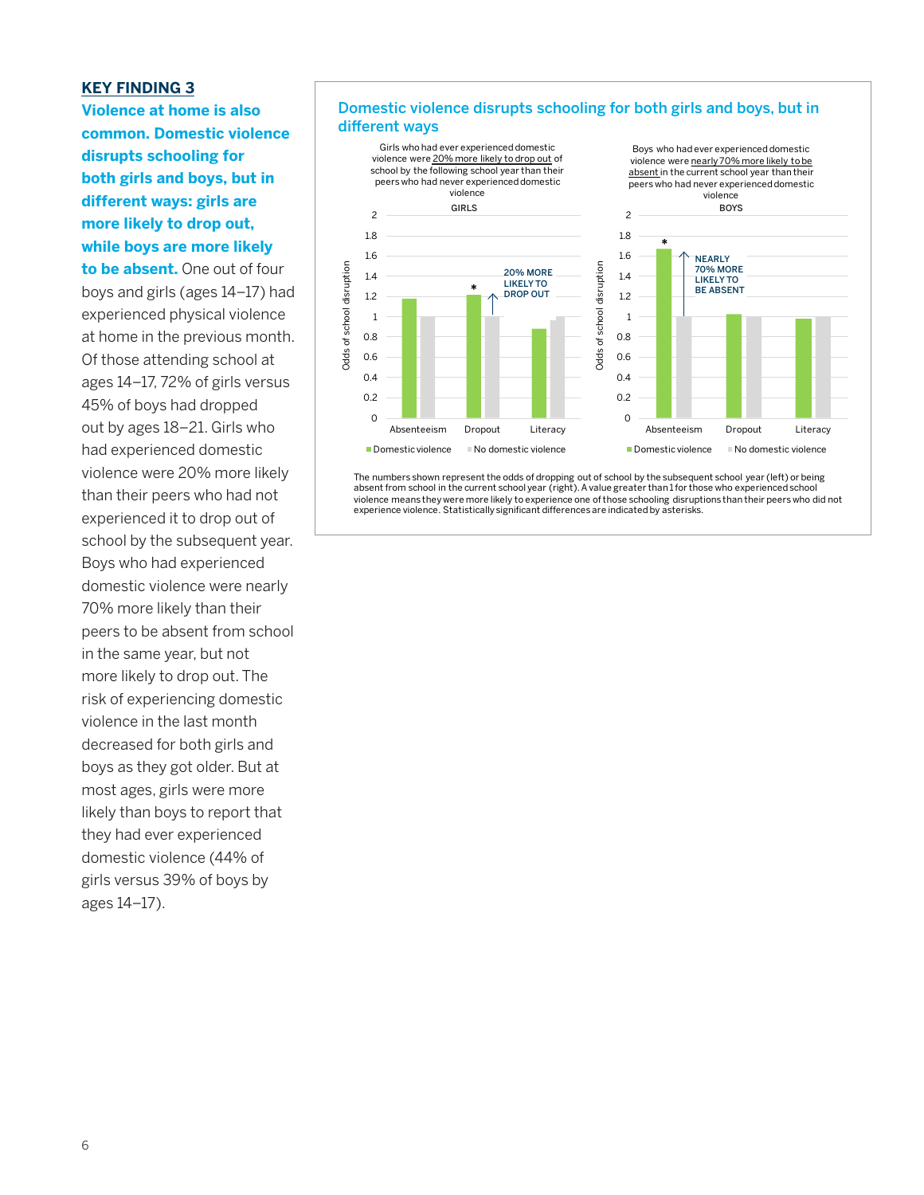### KEY FINDING 3

**Violence at home is also common. Domestic violence disrupts schooling for both girls and boys, but in different ways: girls are more likely to drop out, while boys are more likely to be absent.** One out of four boys and girls (ages 14–17) had experienced physical violence at home in the previous month. Of those attending school at ages 14–17, 72% of girls versus 45% of boys had dropped out by ages 18–21. Girls who had experienced domestic violence were 20% more likely than their peers who had not experienced it to drop out of school by the subsequent year. Boys who had experienced domestic violence were nearly 70% more likely than their peers to be absent from school in the same year, but not more likely to drop out. The risk of experiencing domestic violence in the last month decreased for both girls and boys as they got older. But at most ages, girls were more likely than boys to report that they had ever experienced domestic violence (44% of girls versus 39% of boys by ages 14–17).

**Domestic violence disrupts schooling for both girls and boys, but in different ways**

Girls who had ever experienced domestic violence were 20% more likely to drop out of school by the following school year than their peers who had never experienced domestic violence

Boys who had ever experienced domestic violence were nearly 70% more likely to be absent in the current school year than their peers who had never experienced domestic violence

The numbers shown represent the odds of dropping out of school by the subsequent school year (left) or being absent from school in the current school year (right). A value greater than 1 for those who experienced school violence means they were more likely to experience one of those schooling disruptions than their peers who did not experience violence. Statistically significant differences are indicated by asterisks.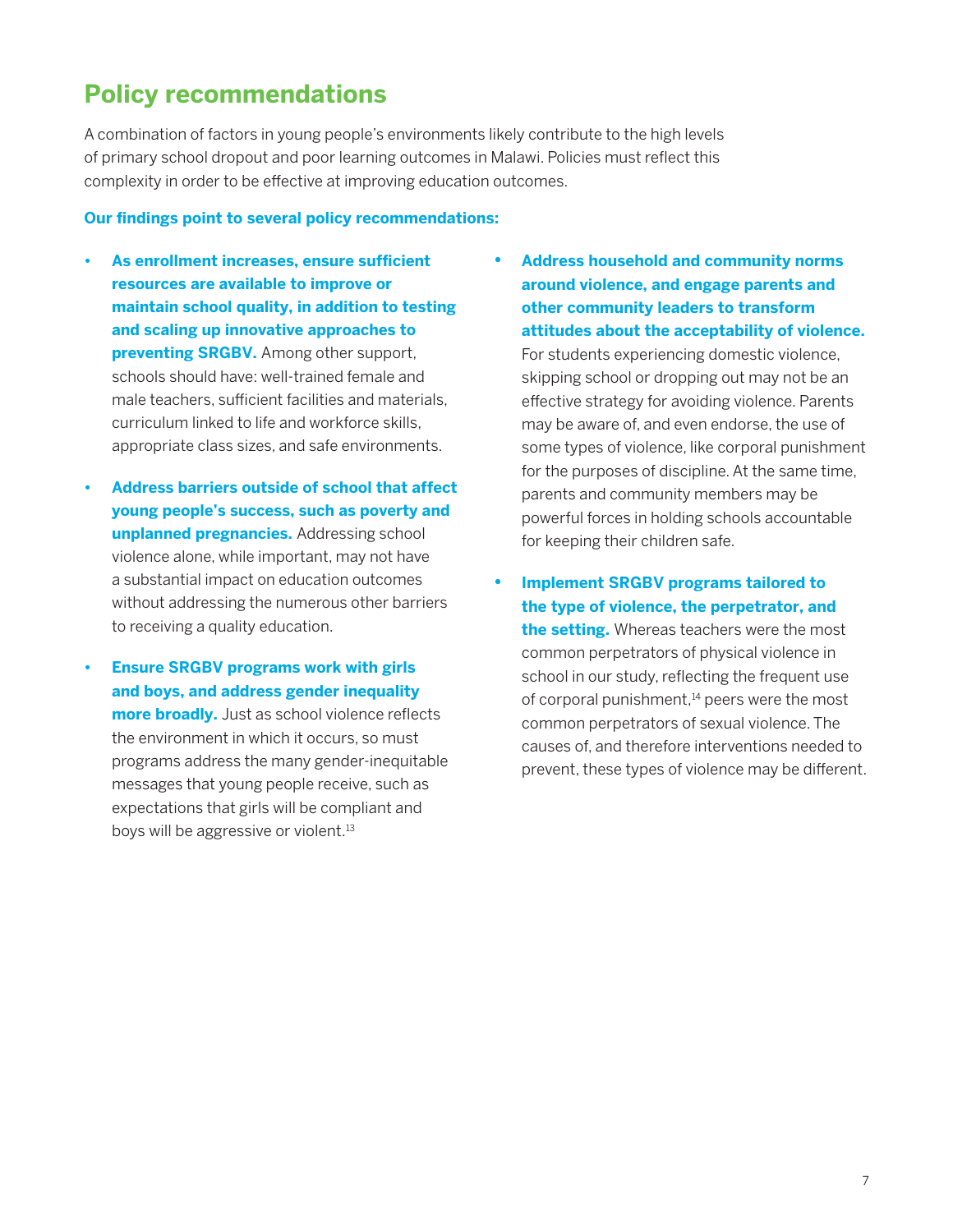## Policy recommendations

A combination of factors in young people's environments likely contribute to the high levels of primary school dropout and poor learning outcomes in Malawi. Policies must reflect this complexity in order to be effective at improving education outcomes.

**Our findings point to several policy recommendations:**

- **As enrollment increases, ensure sufficient resources are available to improve or maintain school quality, in addition to testing and scaling up innovative approaches to preventing SRGBV.** Among other support, schools should have: well-trained female and male teachers, sufficient facilities and materials, curriculum linked to life and workforce skills, appropriate class sizes, and safe environments.

- **Address barriers outside of school that affect young people's success, such as poverty and unplanned pregnancies.** Addressing school violence alone, while important, may not have a substantial impact on education outcomes without addressing the numerous other barriers to receiving a quality education.

- **Ensure SRGBV programs work with girls and boys, and address gender inequality more broadly.** Just as school violence reflects the environment in which it occurs, so must programs address the many gender-inequitable messages that young people receive, such as expectations that girls will be compliant and boys will be aggressive or violent.[13]

- **Address household and community norms around violence, and engage parents and other community leaders to transform attitudes about the acceptability of violence.** For students experiencing domestic violence, skipping school or dropping out may not be an effective strategy for avoiding violence. Parents may be aware of, and even endorse, the use of some types of violence, like corporal punishment for the purposes of discipline. At the same time, parents and community members may be powerful forces in holding schools accountable for keeping their children safe.

- **Implement SRGBV programs tailored to the type of violence, the perpetrator, and the setting.** Whereas teachers were the most common perpetrators of physical violence in school in our study, reflecting the frequent use of corporal punishment,[14] peers were the most common perpetrators of sexual violence. The causes of, and therefore interventions needed to prevent, these types of violence may be different.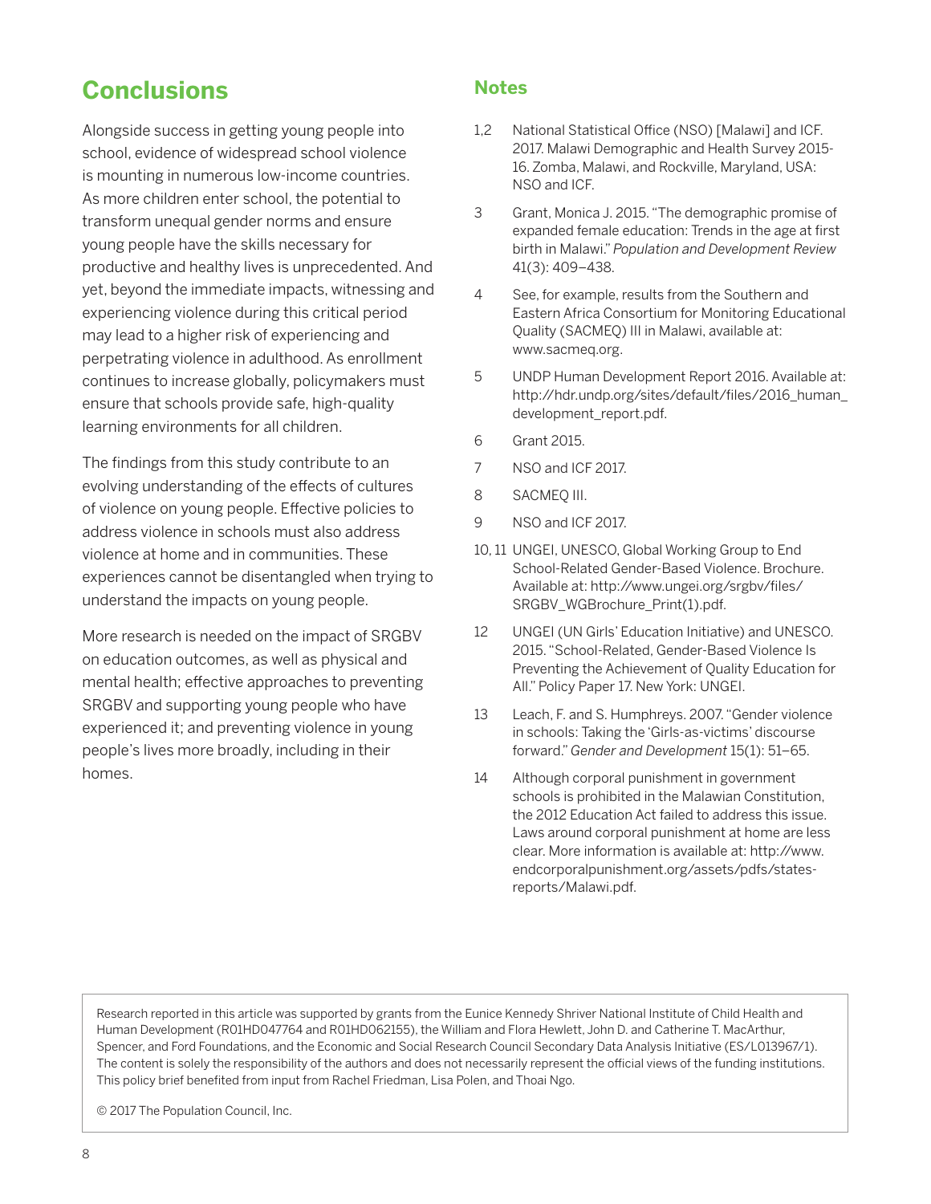## Conclusions

Alongside success in getting young people into school, evidence of widespread school violence is mounting in numerous low-income countries. As more children enter school, the potential to transform unequal gender norms and ensure young people have the skills necessary for productive and healthy lives is unprecedented. And yet, beyond the immediate impacts, witnessing and experiencing violence during this critical period may lead to a higher risk of experiencing and perpetrating violence in adulthood. As enrollment continues to increase globally, policymakers must ensure that schools provide safe, high-quality learning environments for all children.

The findings from this study contribute to an evolving understanding of the effects of cultures of violence on young people. Effective policies to address violence in schools must also address violence at home and in communities. These experiences cannot be disentangled when trying to understand the impacts on young people.

More research is needed on the impact of SRGBV on education outcomes, as well as physical and mental health; effective approaches to preventing SRGBV and supporting young people who have experienced it; and preventing violence in young people's lives more broadly, including in their homes.

## Notes

1,2 National Statistical Office (NSO) [Malawi] and ICF. 2017. Malawi Demographic and Health Survey 2015-16. Zomba, Malawi, and Rockville, Maryland, USA: NSO and ICF.

3 Grant, Monica J. 2015. "The demographic promise of expanded female education: Trends in the age at first birth in Malawi." *Population and Development Review* 41(3): 409–438.

4 See, for example, results from the Southern and Eastern Africa Consortium for Monitoring Educational Quality (SACMEQ) III in Malawi, available at: www.sacmeq.org.

5 UNDP Human Development Report 2016. Available at: http://hdr.undp.org/sites/default/files/2016_human_development_report.pdf.

6 Grant 2015.

7 NSO and ICF 2017.

8 SACMEQ III.

9 NSO and ICF 2017.

10, 11 UNGEI, UNESCO, Global Working Group to End School-Related Gender-Based Violence. Brochure. Available at: http://www.ungei.org/srgbv/files/SRGBV_WGBrochure_Print(1).pdf.

12 UNGEI (UN Girls' Education Initiative) and UNESCO. 2015. "School-Related, Gender-Based Violence Is Preventing the Achievement of Quality Education for All." Policy Paper 17. New York: UNGEI.

13 Leach, F. and S. Humphreys. 2007. "Gender violence in schools: Taking the 'Girls-as-victims' discourse forward." *Gender and Development* 15(1): 51–65.

14 Although corporal punishment in government schools is prohibited in the Malawian Constitution, the 2012 Education Act failed to address this issue. Laws around corporal punishment at home are less clear. More information is available at: http://www.endcorporalpunishment.org/assets/pdfs/states-reports/Malawi.pdf.

Research reported in this article was supported by grants from the Eunice Kennedy Shriver National Institute of Child Health and Human Development (R01HD047764 and R01HD062155), the William and Flora Hewlett, John D. and Catherine T. MacArthur, Spencer, and Ford Foundations, and the Economic and Social Research Council Secondary Data Analysis Initiative (ES/L013967/1). The content is solely the responsibility of the authors and does not necessarily represent the official views of the funding institutions. This policy brief benefited from input from Rachel Friedman, Lisa Polen, and Thoai Ngo.

© 2017 The Population Council, Inc.